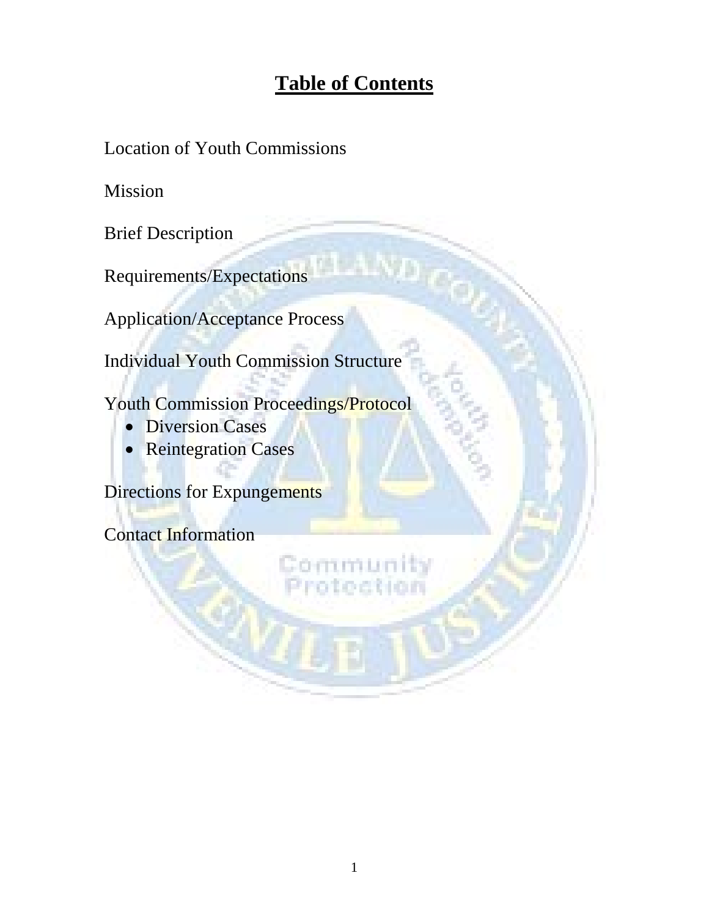# Table of Contents

Location of Youth Commissions

Mission

Brief Description

Requirements/Expectations

Application/Acceptance Process

Individual Youth Commission Structure

Youth Commission Proceedings/Protocol

- Diversion Cases
- Reintegration Cases

Directions for Expungements

Contact Information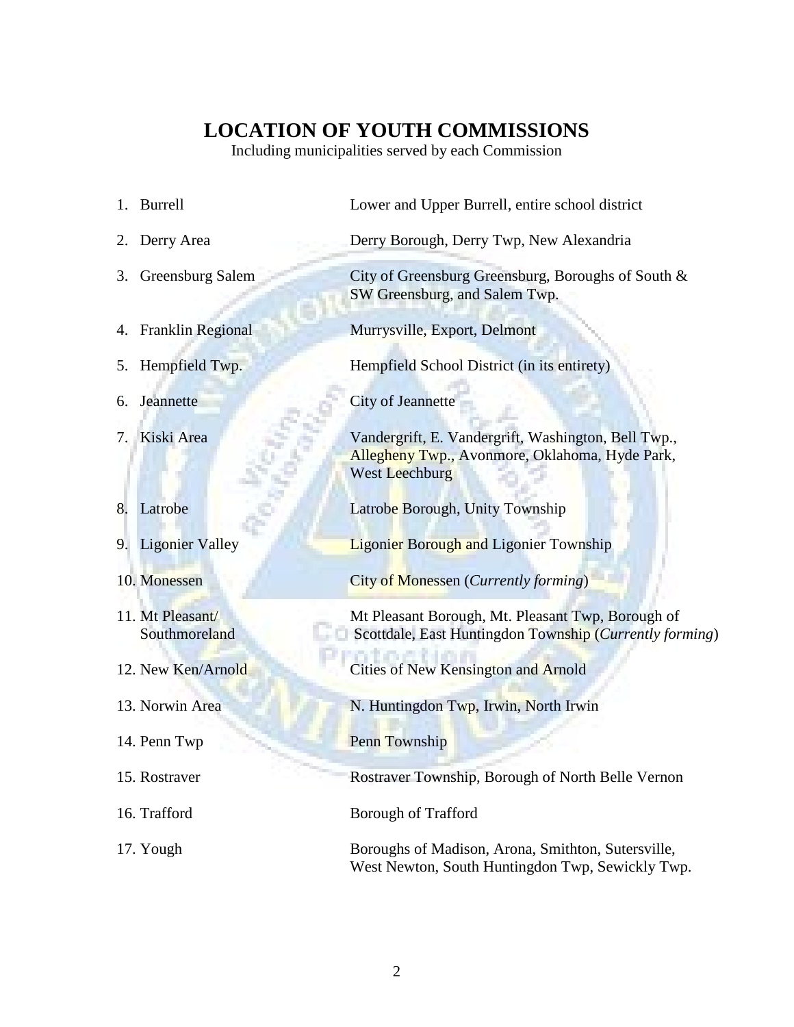# LOCATION OF YOUTH COMMISSIONS

Including municipalities served by each Commission

| | |
|---|---|
| 1. Burrell | Lower and Upper Burrell, entire school district |
| 2. Derry Area | Derry Borough, Derry Twp, New Alexandria |
| 3. Greensburg Salem | City of Greensburg Greensburg, Boroughs of South & SW Greensburg, and Salem Twp. |
| 4. Franklin Regional | Murrysville, Export, Delmont |
| 5. Hempfield Twp. | Hempfield School District (in its entirety) |
| 6. Jeannette | City of Jeannette |
| 7. Kiski Area | Vandergrift, E. Vandergrift, Washington, Bell Twp., Allegheny Twp., Avonmore, Oklahoma, Hyde Park, West Leechburg |
| 8. Latrobe | Latrobe Borough, Unity Township |
| 9. Ligonier Valley | Ligonier Borough and Ligonier Township |
| 10. Monessen | City of Monessen (*Currently forming*) |
| 11. Mt Pleasant/ Southmoreland | Mt Pleasant Borough, Mt. Pleasant Twp, Borough of Scottdale, East Huntingdon Township (*Currently forming*) |
| 12. New Ken/Arnold | Cities of New Kensington and Arnold |
| 13. Norwin Area | N. Huntingdon Twp, Irwin, North Irwin |
| 14. Penn Twp | Penn Township |
| 15. Rostraver | Rostraver Township, Borough of North Belle Vernon |
| 16. Trafford | Borough of Trafford |
| 17. Yough | Boroughs of Madison, Arona, Smithton, Sutersville, West Newton, South Huntingdon Twp, Sewickly Twp. |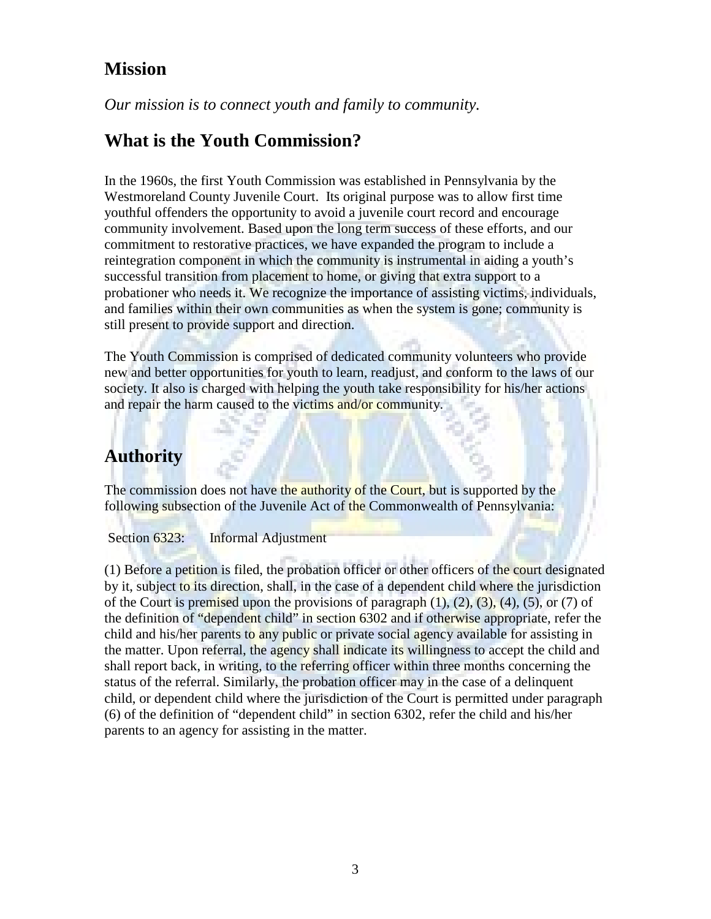## Mission

*Our mission is to connect youth and family to community.*

## What is the Youth Commission?

In the 1960s, the first Youth Commission was established in Pennsylvania by the Westmoreland County Juvenile Court. Its original purpose was to allow first time youthful offenders the opportunity to avoid a juvenile court record and encourage community involvement. Based upon the long term success of these efforts, and our commitment to restorative practices, we have expanded the program to include a reintegration component in which the community is instrumental in aiding a youth's successful transition from placement to home, or giving that extra support to a probationer who needs it. We recognize the importance of assisting victims, individuals, and families within their own communities as when the system is gone; community is still present to provide support and direction.

The Youth Commission is comprised of dedicated community volunteers who provide new and better opportunities for youth to learn, readjust, and conform to the laws of our society. It also is charged with helping the youth take responsibility for his/her actions and repair the harm caused to the victims and/or community.

## Authority

The commission does not have the authority of the Court, but is supported by the following subsection of the Juvenile Act of the Commonwealth of Pennsylvania:

Section 6323: Informal Adjustment

(1) Before a petition is filed, the probation officer or other officers of the court designated by it, subject to its direction, shall, in the case of a dependent child where the jurisdiction of the Court is premised upon the provisions of paragraph (1), (2), (3), (4), (5), or (7) of the definition of "dependent child" in section 6302 and if otherwise appropriate, refer the child and his/her parents to any public or private social agency available for assisting in the matter. Upon referral, the agency shall indicate its willingness to accept the child and shall report back, in writing, to the referring officer within three months concerning the status of the referral. Similarly, the probation officer may in the case of a delinquent child, or dependent child where the jurisdiction of the Court is permitted under paragraph (6) of the definition of "dependent child" in section 6302, refer the child and his/her parents to an agency for assisting in the matter.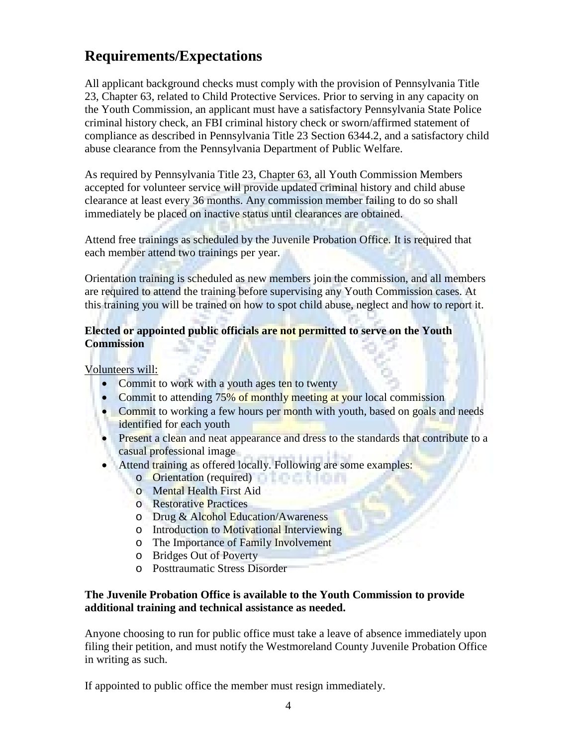## Requirements/Expectations

All applicant background checks must comply with the provision of Pennsylvania Title 23, Chapter 63, related to Child Protective Services. Prior to serving in any capacity on the Youth Commission, an applicant must have a satisfactory Pennsylvania State Police criminal history check, an FBI criminal history check or sworn/affirmed statement of compliance as described in Pennsylvania Title 23 Section 6344.2, and a satisfactory child abuse clearance from the Pennsylvania Department of Public Welfare.

As required by Pennsylvania Title 23, Chapter 63, all Youth Commission Members accepted for volunteer service will provide updated criminal history and child abuse clearance at least every 36 months. Any commission member failing to do so shall immediately be placed on inactive status until clearances are obtained.

Attend free trainings as scheduled by the Juvenile Probation Office. It is required that each member attend two trainings per year.

Orientation training is scheduled as new members join the commission, and all members are required to attend the training before supervising any Youth Commission cases. At this training you will be trained on how to spot child abuse, neglect and how to report it.

**Elected or appointed public officials are not permitted to serve on the Youth Commission**

Volunteers will:

- Commit to work with a youth ages ten to twenty
- Commit to attending 75% of monthly meeting at your local commission
- Commit to working a few hours per month with youth, based on goals and needs identified for each youth
- Present a clean and neat appearance and dress to the standards that contribute to a casual professional image
- Attend training as offered locally. Following are some examples:
  - Orientation (required)
  - Mental Health First Aid
  - Restorative Practices
  - Drug & Alcohol Education/Awareness
  - Introduction to Motivational Interviewing
  - The Importance of Family Involvement
  - Bridges Out of Poverty
  - Posttraumatic Stress Disorder

**The Juvenile Probation Office is available to the Youth Commission to provide additional training and technical assistance as needed.**

Anyone choosing to run for public office must take a leave of absence immediately upon filing their petition, and must notify the Westmoreland County Juvenile Probation Office in writing as such.

If appointed to public office the member must resign immediately.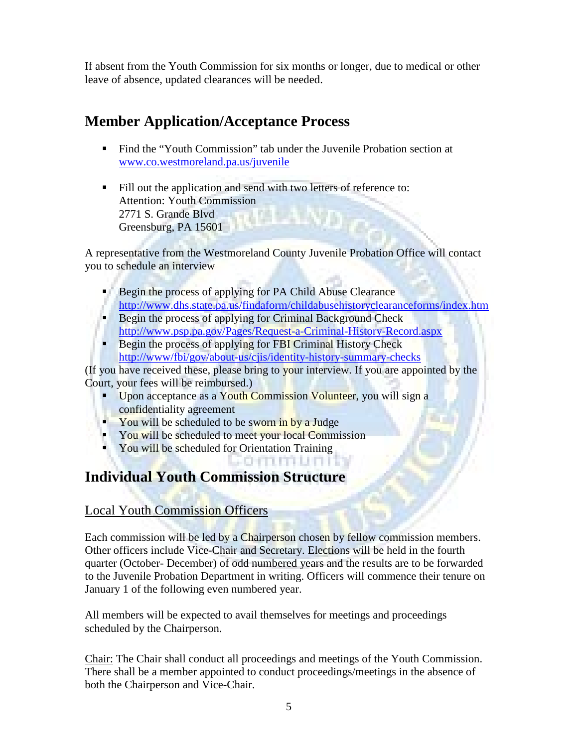If absent from the Youth Commission for six months or longer, due to medical or other leave of absence, updated clearances will be needed.

## Member Application/Acceptance Process

- Find the "Youth Commission" tab under the Juvenile Probation section at www.co.westmoreland.pa.us/juvenile

- Fill out the application and send with two letters of reference to:
  Attention: Youth Commission
  2771 S. Grande Blvd
  Greensburg, PA 15601

A representative from the Westmoreland County Juvenile Probation Office will contact you to schedule an interview

- Begin the process of applying for PA Child Abuse Clearance http://www.dhs.state.pa.us/findaform/childabusehistoryclearanceforms/index.htm
- Begin the process of applying for Criminal Background Check http://www.psp.pa.gov/Pages/Request-a-Criminal-History-Record.aspx
- Begin the process of applying for FBI Criminal History Check http://www/fbi/gov/about-us/cjis/identity-history-summary-checks

(If you have received these, please bring to your interview. If you are appointed by the Court, your fees will be reimbursed.)

- Upon acceptance as a Youth Commission Volunteer, you will sign a confidentiality agreement
- You will be scheduled to be sworn in by a Judge
- You will be scheduled to meet your local Commission
- You will be scheduled for Orientation Training

## Individual Youth Commission Structure

### Local Youth Commission Officers

Each commission will be led by a Chairperson chosen by fellow commission members. Other officers include Vice-Chair and Secretary. Elections will be held in the fourth quarter (October- December) of odd numbered years and the results are to be forwarded to the Juvenile Probation Department in writing. Officers will commence their tenure on January 1 of the following even numbered year.

All members will be expected to avail themselves for meetings and proceedings scheduled by the Chairperson.

Chair: The Chair shall conduct all proceedings and meetings of the Youth Commission. There shall be a member appointed to conduct proceedings/meetings in the absence of both the Chairperson and Vice-Chair.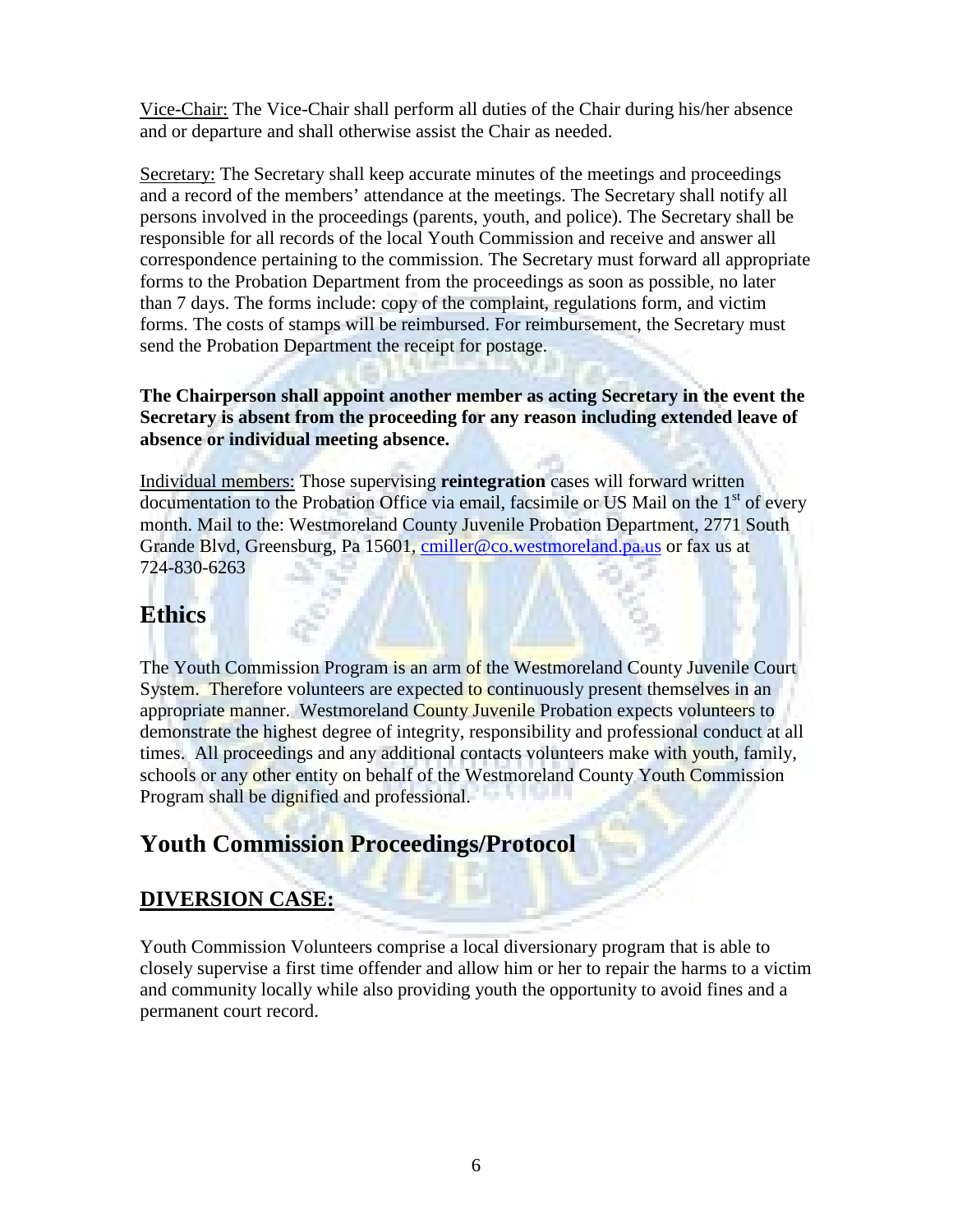Vice-Chair: The Vice-Chair shall perform all duties of the Chair during his/her absence and or departure and shall otherwise assist the Chair as needed.

Secretary: The Secretary shall keep accurate minutes of the meetings and proceedings and a record of the members' attendance at the meetings. The Secretary shall notify all persons involved in the proceedings (parents, youth, and police). The Secretary shall be responsible for all records of the local Youth Commission and receive and answer all correspondence pertaining to the commission. The Secretary must forward all appropriate forms to the Probation Department from the proceedings as soon as possible, no later than 7 days. The forms include: copy of the complaint, regulations form, and victim forms. The costs of stamps will be reimbursed. For reimbursement, the Secretary must send the Probation Department the receipt for postage.

**The Chairperson shall appoint another member as acting Secretary in the event the Secretary is absent from the proceeding for any reason including extended leave of absence or individual meeting absence.**

Individual members: Those supervising **reintegration** cases will forward written documentation to the Probation Office via email, facsimile or US Mail on the 1st of every month. Mail to the: Westmoreland County Juvenile Probation Department, 2771 South Grande Blvd, Greensburg, Pa 15601, cmiller@co.westmoreland.pa.us or fax us at 724-830-6263

# Ethics

The Youth Commission Program is an arm of the Westmoreland County Juvenile Court System. Therefore volunteers are expected to continuously present themselves in an appropriate manner. Westmoreland County Juvenile Probation expects volunteers to demonstrate the highest degree of integrity, responsibility and professional conduct at all times. All proceedings and any additional contacts volunteers make with youth, family, schools or any other entity on behalf of the Westmoreland County Youth Commission Program shall be dignified and professional.

# Youth Commission Proceedings/Protocol

## DIVERSION CASE:

Youth Commission Volunteers comprise a local diversionary program that is able to closely supervise a first time offender and allow him or her to repair the harms to a victim and community locally while also providing youth the opportunity to avoid fines and a permanent court record.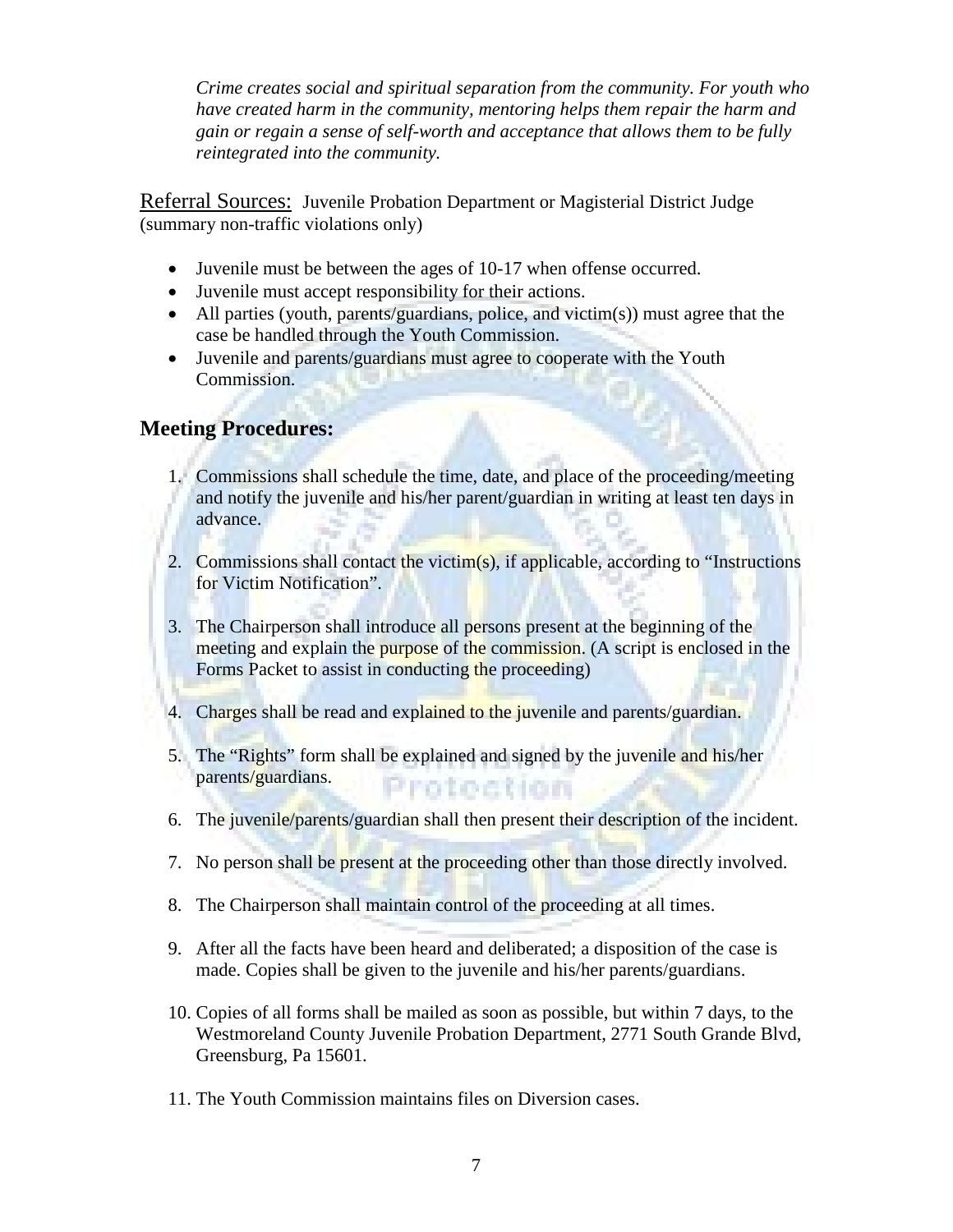*Crime creates social and spiritual separation from the community. For youth who have created harm in the community, mentoring helps them repair the harm and gain or regain a sense of self-worth and acceptance that allows them to be fully reintegrated into the community.*

Referral Sources: Juvenile Probation Department or Magisterial District Judge (summary non-traffic violations only)

- Juvenile must be between the ages of 10-17 when offense occurred.
- Juvenile must accept responsibility for their actions.
- All parties (youth, parents/guardians, police, and victim(s)) must agree that the case be handled through the Youth Commission.
- Juvenile and parents/guardians must agree to cooperate with the Youth Commission.

## Meeting Procedures:

1. Commissions shall schedule the time, date, and place of the proceeding/meeting and notify the juvenile and his/her parent/guardian in writing at least ten days in advance.

2. Commissions shall contact the victim(s), if applicable, according to "Instructions for Victim Notification".

3. The Chairperson shall introduce all persons present at the beginning of the meeting and explain the purpose of the commission. (A script is enclosed in the Forms Packet to assist in conducting the proceeding)

4. Charges shall be read and explained to the juvenile and parents/guardian.

5. The "Rights" form shall be explained and signed by the juvenile and his/her parents/guardians.

6. The juvenile/parents/guardian shall then present their description of the incident.

7. No person shall be present at the proceeding other than those directly involved.

8. The Chairperson shall maintain control of the proceeding at all times.

9. After all the facts have been heard and deliberated; a disposition of the case is made. Copies shall be given to the juvenile and his/her parents/guardians.

10. Copies of all forms shall be mailed as soon as possible, but within 7 days, to the Westmoreland County Juvenile Probation Department, 2771 South Grande Blvd, Greensburg, Pa 15601.

11. The Youth Commission maintains files on Diversion cases.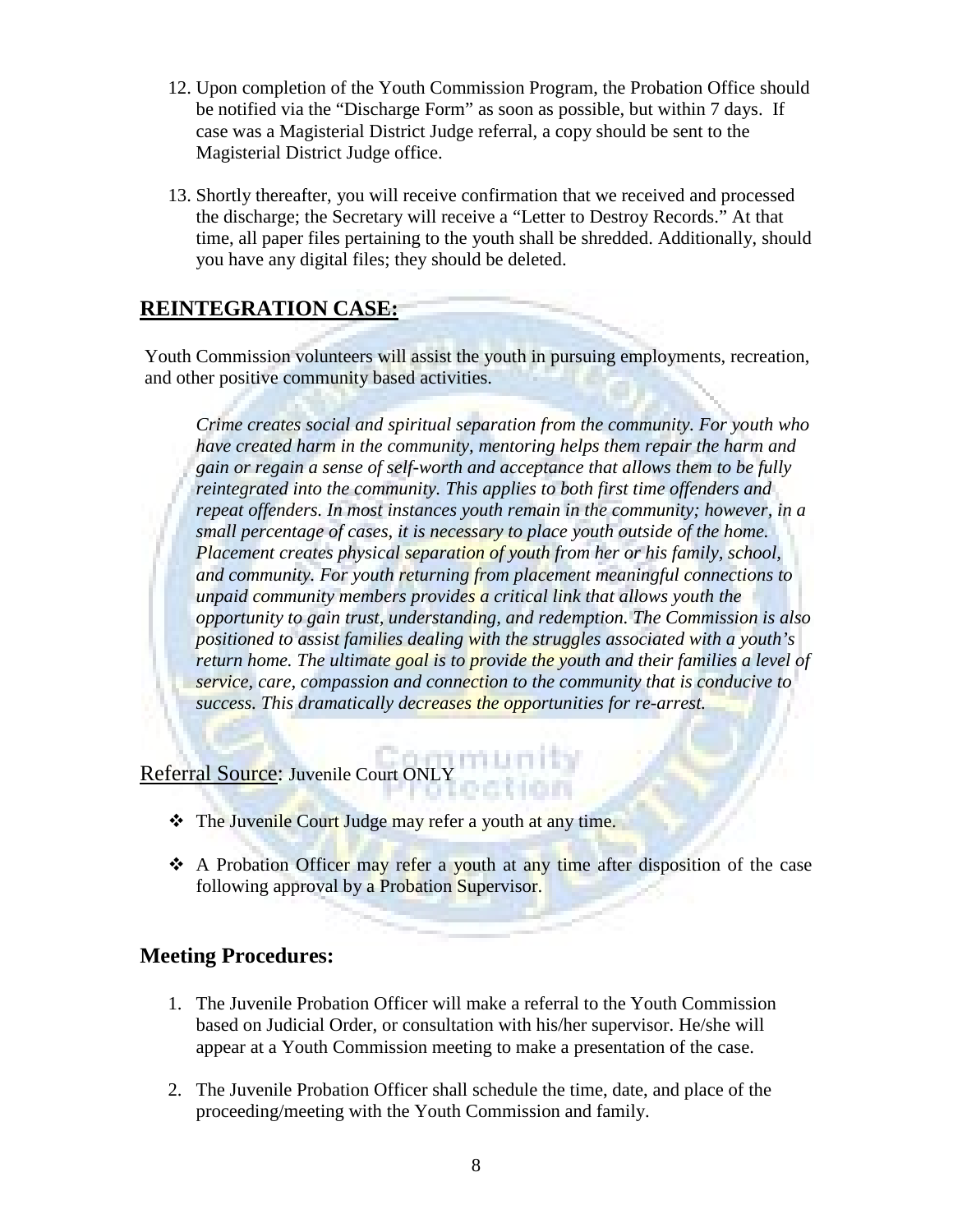12. Upon completion of the Youth Commission Program, the Probation Office should be notified via the "Discharge Form" as soon as possible, but within 7 days. If case was a Magisterial District Judge referral, a copy should be sent to the Magisterial District Judge office.

13. Shortly thereafter, you will receive confirmation that we received and processed the discharge; the Secretary will receive a "Letter to Destroy Records." At that time, all paper files pertaining to the youth shall be shredded. Additionally, should you have any digital files; they should be deleted.

## **REINTEGRATION CASE:**

Youth Commission volunteers will assist the youth in pursuing employments, recreation, and other positive community based activities.

> *Crime creates social and spiritual separation from the community. For youth who have created harm in the community, mentoring helps them repair the harm and gain or regain a sense of self-worth and acceptance that allows them to be fully reintegrated into the community. This applies to both first time offenders and repeat offenders. In most instances youth remain in the community; however, in a small percentage of cases, it is necessary to place youth outside of the home. Placement creates physical separation of youth from her or his family, school, and community. For youth returning from placement meaningful connections to unpaid community members provides a critical link that allows youth the opportunity to gain trust, understanding, and redemption. The Commission is also positioned to assist families dealing with the struggles associated with a youth's return home. The ultimate goal is to provide the youth and their families a level of service, care, compassion and connection to the community that is conducive to success. This dramatically decreases the opportunities for re-arrest.*

Referral Source: Juvenile Court ONLY

- The Juvenile Court Judge may refer a youth at any time.
- A Probation Officer may refer a youth at any time after disposition of the case following approval by a Probation Supervisor.

## **Meeting Procedures:**

1. The Juvenile Probation Officer will make a referral to the Youth Commission based on Judicial Order, or consultation with his/her supervisor. He/she will appear at a Youth Commission meeting to make a presentation of the case.

2. The Juvenile Probation Officer shall schedule the time, date, and place of the proceeding/meeting with the Youth Commission and family.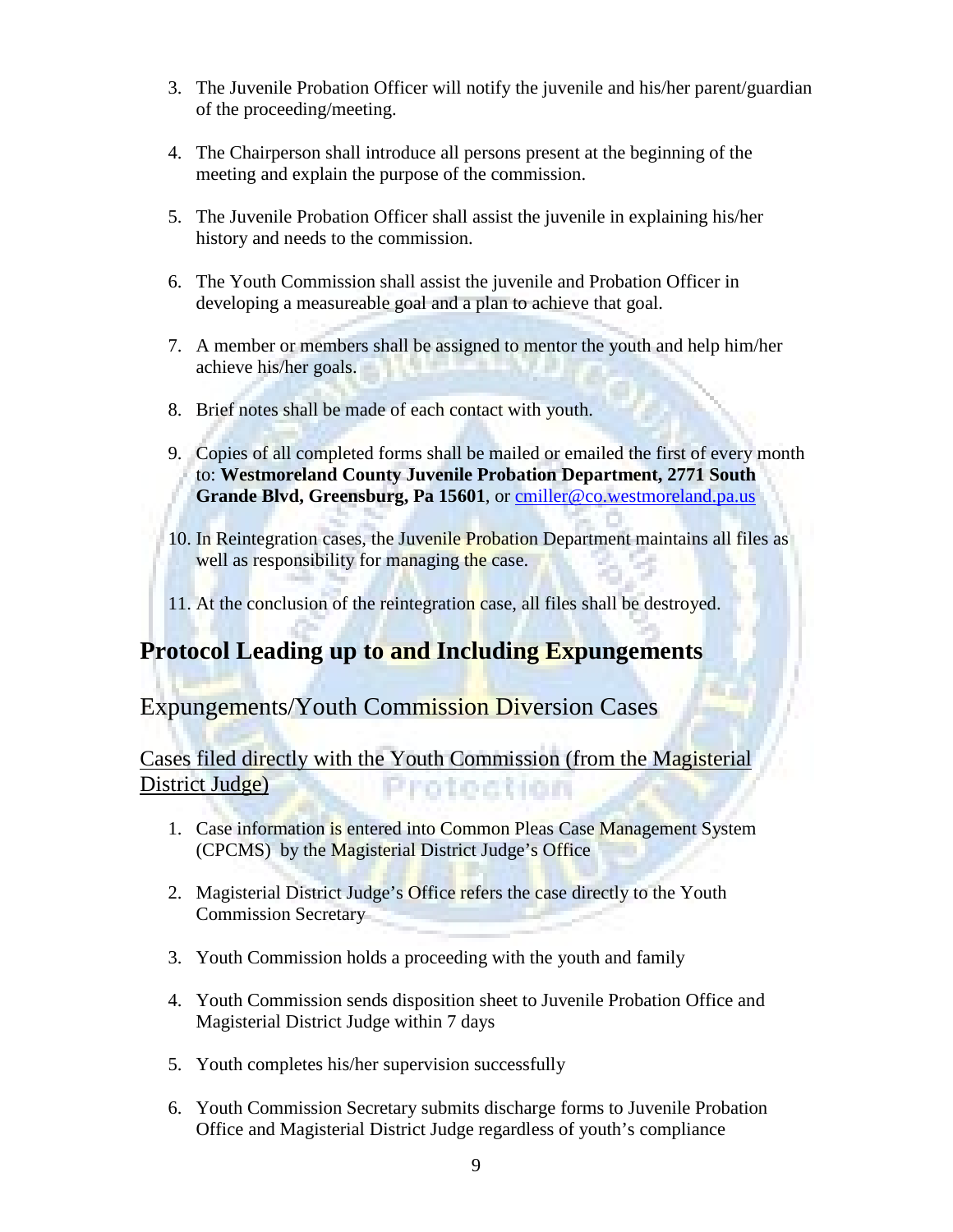3. The Juvenile Probation Officer will notify the juvenile and his/her parent/guardian of the proceeding/meeting.

4. The Chairperson shall introduce all persons present at the beginning of the meeting and explain the purpose of the commission.

5. The Juvenile Probation Officer shall assist the juvenile in explaining his/her history and needs to the commission.

6. The Youth Commission shall assist the juvenile and Probation Officer in developing a measureable goal and a plan to achieve that goal.

7. A member or members shall be assigned to mentor the youth and help him/her achieve his/her goals.

8. Brief notes shall be made of each contact with youth.

9. Copies of all completed forms shall be mailed or emailed the first of every month to: **Westmoreland County Juvenile Probation Department, 2771 South Grande Blvd, Greensburg, Pa 15601**, or cmiller@co.westmoreland.pa.us

10. In Reintegration cases, the Juvenile Probation Department maintains all files as well as responsibility for managing the case.

11. At the conclusion of the reintegration case, all files shall be destroyed.

# Protocol Leading up to and Including Expungements

## Expungements/Youth Commission Diversion Cases

### Cases filed directly with the Youth Commission (from the Magisterial District Judge)

1. Case information is entered into Common Pleas Case Management System (CPCMS) by the Magisterial District Judge's Office

2. Magisterial District Judge's Office refers the case directly to the Youth Commission Secretary

3. Youth Commission holds a proceeding with the youth and family

4. Youth Commission sends disposition sheet to Juvenile Probation Office and Magisterial District Judge within 7 days

5. Youth completes his/her supervision successfully

6. Youth Commission Secretary submits discharge forms to Juvenile Probation Office and Magisterial District Judge regardless of youth's compliance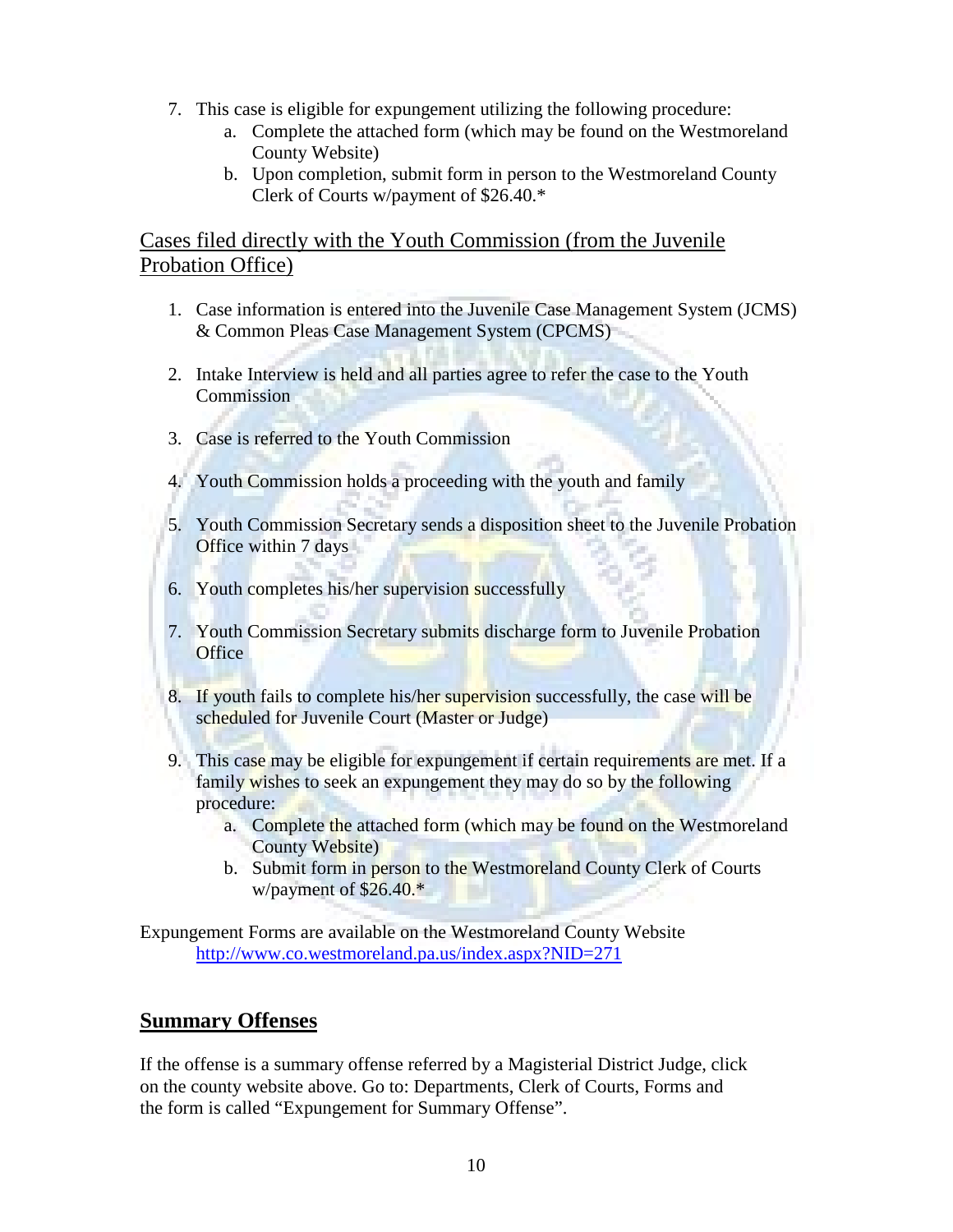7. This case is eligible for expungement utilizing the following procedure:
    a. Complete the attached form (which may be found on the Westmoreland County Website)
    b. Upon completion, submit form in person to the Westmoreland County Clerk of Courts w/payment of $26.40.*

## Cases filed directly with the Youth Commission (from the Juvenile Probation Office)

1. Case information is entered into the Juvenile Case Management System (JCMS) & Common Pleas Case Management System (CPCMS)

2. Intake Interview is held and all parties agree to refer the case to the Youth Commission

3. Case is referred to the Youth Commission

4. Youth Commission holds a proceeding with the youth and family

5. Youth Commission Secretary sends a disposition sheet to the Juvenile Probation Office within 7 days

6. Youth completes his/her supervision successfully

7. Youth Commission Secretary submits discharge form to Juvenile Probation Office

8. If youth fails to complete his/her supervision successfully, the case will be scheduled for Juvenile Court (Master or Judge)

9. This case may be eligible for expungement if certain requirements are met. If a family wishes to seek an expungement they may do so by the following procedure:
    a. Complete the attached form (which may be found on the Westmoreland County Website)
    b. Submit form in person to the Westmoreland County Clerk of Courts w/payment of $26.40.*

Expungement Forms are available on the Westmoreland County Website
http://www.co.westmoreland.pa.us/index.aspx?NID=271

## Summary Offenses

If the offense is a summary offense referred by a Magisterial District Judge, click on the county website above. Go to: Departments, Clerk of Courts, Forms and the form is called "Expungement for Summary Offense".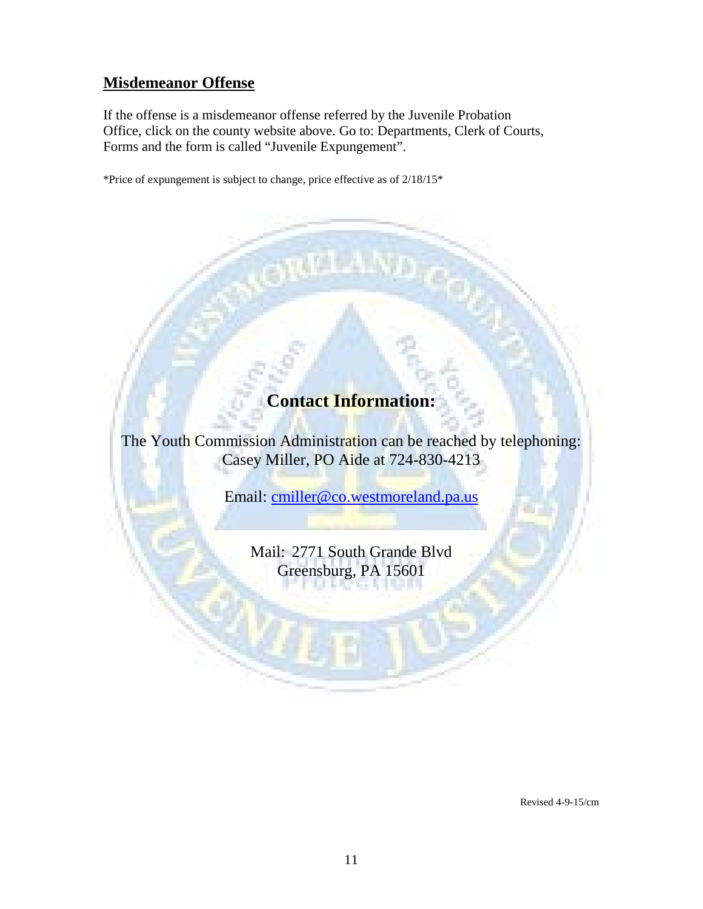## Misdemeanor Offense

If the offense is a misdemeanor offense referred by the Juvenile Probation Office, click on the county website above. Go to: Departments, Clerk of Courts, Forms and the form is called "Juvenile Expungement".

*Price of expungement is subject to change, price effective as of 2/18/15*

## Contact Information:

The Youth Commission Administration can be reached by telephoning:
Casey Miller, PO Aide at 724-830-4213

Email: cmiller@co.westmoreland.pa.us

Mail: 2771 South Grande Blvd
Greensburg, PA 15601

Revised 4-9-15/cm